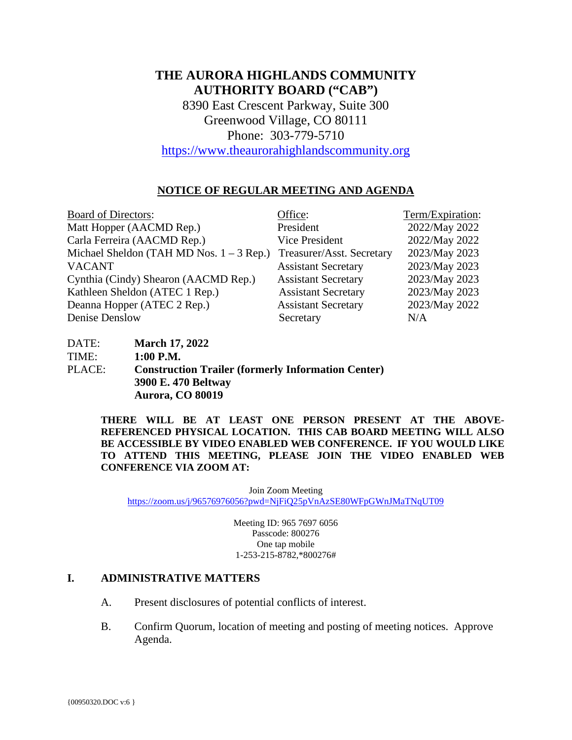# THE AURORA HIGHLANDS COMMUNITY AUTHORITY BOARD ("CAB")

8390 East Crescent Parkway, Suite 300
Greenwood Village, CO 80111
Phone: 303-779-5710
https://www.theaurorahighlandscommunity.org

## NOTICE OF REGULAR MEETING AND AGENDA

| Board of Directors: | Office: | Term/Expiration: |
|---|---|---|
| Matt Hopper (AACMD Rep.) | President | 2022/May 2022 |
| Carla Ferreira (AACMD Rep.) | Vice President | 2022/May 2022 |
| Michael Sheldon (TAH MD Nos. 1 – 3 Rep.) | Treasurer/Asst. Secretary | 2023/May 2023 |
| VACANT | Assistant Secretary | 2023/May 2023 |
| Cynthia (Cindy) Shearon (AACMD Rep.) | Assistant Secretary | 2023/May 2023 |
| Kathleen Sheldon (ATEC 1 Rep.) | Assistant Secretary | 2023/May 2023 |
| Deanna Hopper (ATEC 2 Rep.) | Assistant Secretary | 2023/May 2022 |
| Denise Denslow | Secretary | N/A |

DATE: **March 17, 2022**
TIME: **1:00 P.M.**
PLACE: **Construction Trailer (formerly Information Center)**
**3900 E. 470 Beltway**
**Aurora, CO 80019**

**THERE WILL BE AT LEAST ONE PERSON PRESENT AT THE ABOVE-REFERENCED PHYSICAL LOCATION. THIS CAB BOARD MEETING WILL ALSO BE ACCESSIBLE BY VIDEO ENABLED WEB CONFERENCE. IF YOU WOULD LIKE TO ATTEND THIS MEETING, PLEASE JOIN THE VIDEO ENABLED WEB CONFERENCE VIA ZOOM AT:**

Join Zoom Meeting
https://zoom.us/j/96576976056?pwd=NjFiQ25pVnAzSE80WFpGWnJMaTNqUT09

Meeting ID: 965 7697 6056
Passcode: 800276
One tap mobile
1-253-215-8782,*800276#

## I. ADMINISTRATIVE MATTERS

A. Present disclosures of potential conflicts of interest.

B. Confirm Quorum, location of meeting and posting of meeting notices. Approve Agenda.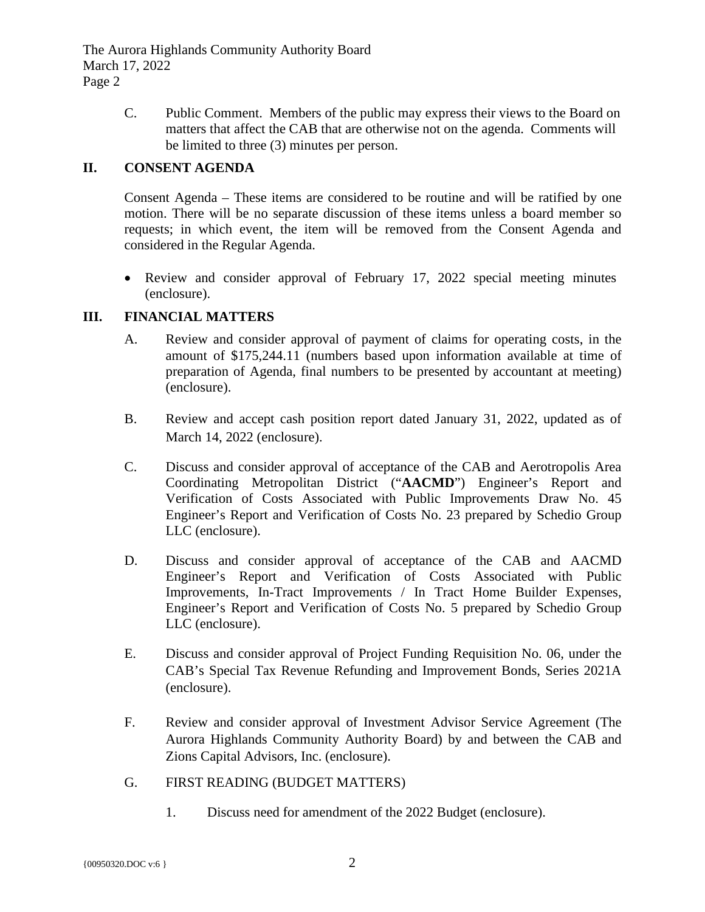C. Public Comment. Members of the public may express their views to the Board on matters that affect the CAB that are otherwise not on the agenda. Comments will be limited to three (3) minutes per person.

## II. CONSENT AGENDA

Consent Agenda – These items are considered to be routine and will be ratified by one motion. There will be no separate discussion of these items unless a board member so requests; in which event, the item will be removed from the Consent Agenda and considered in the Regular Agenda.

- Review and consider approval of February 17, 2022 special meeting minutes (enclosure).

## III. FINANCIAL MATTERS

A. Review and consider approval of payment of claims for operating costs, in the amount of $175,244.11 (numbers based upon information available at time of preparation of Agenda, final numbers to be presented by accountant at meeting) (enclosure).

B. Review and accept cash position report dated January 31, 2022, updated as of March 14, 2022 (enclosure).

C. Discuss and consider approval of acceptance of the CAB and Aerotropolis Area Coordinating Metropolitan District ("**AACMD**") Engineer's Report and Verification of Costs Associated with Public Improvements Draw No. 45 Engineer's Report and Verification of Costs No. 23 prepared by Schedio Group LLC (enclosure).

D. Discuss and consider approval of acceptance of the CAB and AACMD Engineer's Report and Verification of Costs Associated with Public Improvements, In-Tract Improvements / In Tract Home Builder Expenses, Engineer's Report and Verification of Costs No. 5 prepared by Schedio Group LLC (enclosure).

E. Discuss and consider approval of Project Funding Requisition No. 06, under the CAB's Special Tax Revenue Refunding and Improvement Bonds, Series 2021A (enclosure).

F. Review and consider approval of Investment Advisor Service Agreement (The Aurora Highlands Community Authority Board) by and between the CAB and Zions Capital Advisors, Inc. (enclosure).

G. FIRST READING (BUDGET MATTERS)

1. Discuss need for amendment of the 2022 Budget (enclosure).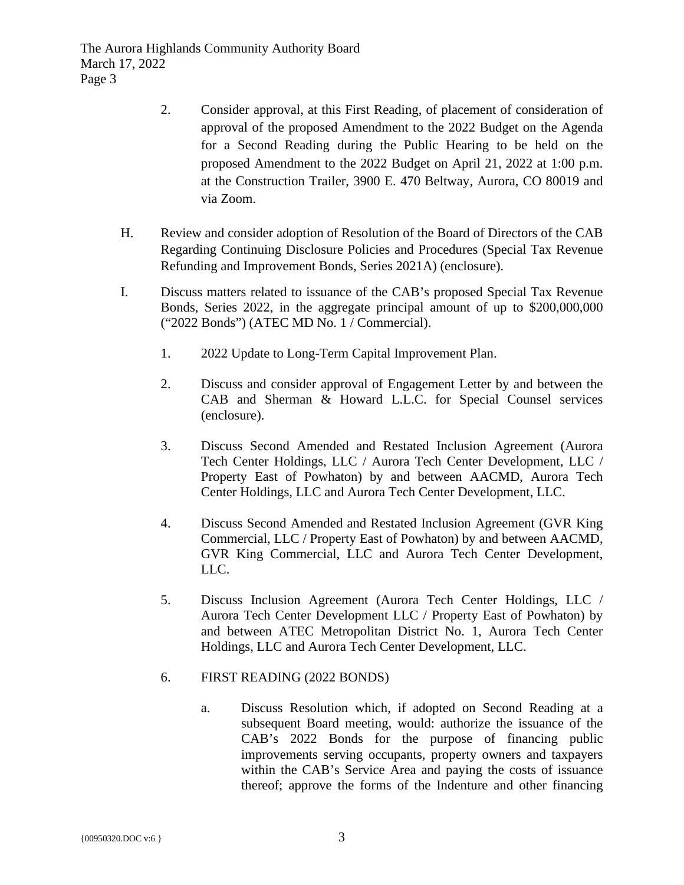2. Consider approval, at this First Reading, of placement of consideration of approval of the proposed Amendment to the 2022 Budget on the Agenda for a Second Reading during the Public Hearing to be held on the proposed Amendment to the 2022 Budget on April 21, 2022 at 1:00 p.m. at the Construction Trailer, 3900 E. 470 Beltway, Aurora, CO 80019 and via Zoom.

H. Review and consider adoption of Resolution of the Board of Directors of the CAB Regarding Continuing Disclosure Policies and Procedures (Special Tax Revenue Refunding and Improvement Bonds, Series 2021A) (enclosure).

I. Discuss matters related to issuance of the CAB's proposed Special Tax Revenue Bonds, Series 2022, in the aggregate principal amount of up to $200,000,000 ("2022 Bonds") (ATEC MD No. 1 / Commercial).

1. 2022 Update to Long-Term Capital Improvement Plan.

2. Discuss and consider approval of Engagement Letter by and between the CAB and Sherman & Howard L.L.C. for Special Counsel services (enclosure).

3. Discuss Second Amended and Restated Inclusion Agreement (Aurora Tech Center Holdings, LLC / Aurora Tech Center Development, LLC / Property East of Powhaton) by and between AACMD, Aurora Tech Center Holdings, LLC and Aurora Tech Center Development, LLC.

4. Discuss Second Amended and Restated Inclusion Agreement (GVR King Commercial, LLC / Property East of Powhaton) by and between AACMD, GVR King Commercial, LLC and Aurora Tech Center Development, LLC.

5. Discuss Inclusion Agreement (Aurora Tech Center Holdings, LLC / Aurora Tech Center Development LLC / Property East of Powhaton) by and between ATEC Metropolitan District No. 1, Aurora Tech Center Holdings, LLC and Aurora Tech Center Development, LLC.

6. FIRST READING (2022 BONDS)

   a. Discuss Resolution which, if adopted on Second Reading at a subsequent Board meeting, would: authorize the issuance of the CAB's 2022 Bonds for the purpose of financing public improvements serving occupants, property owners and taxpayers within the CAB's Service Area and paying the costs of issuance thereof; approve the forms of the Indenture and other financing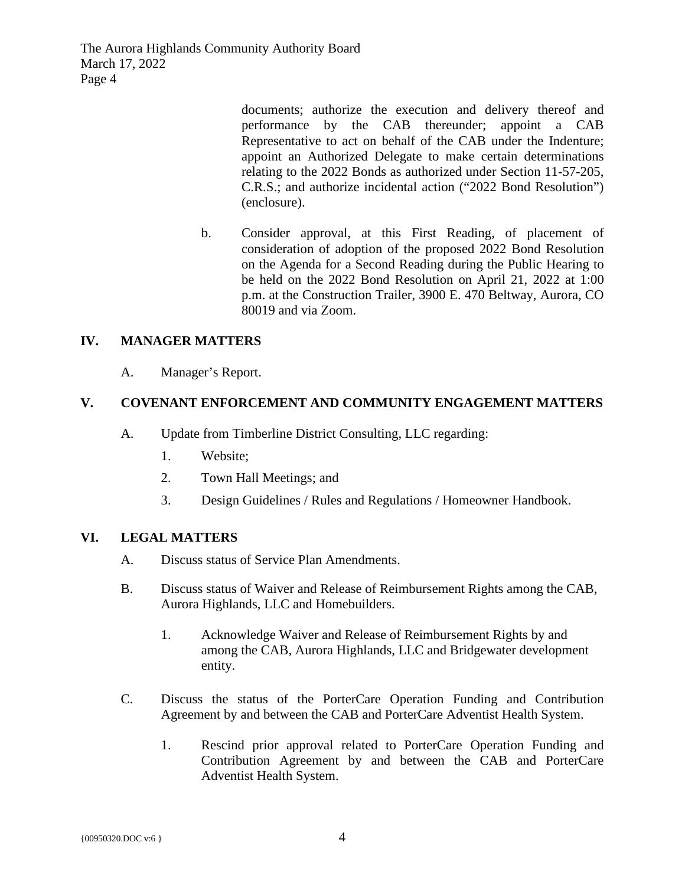documents; authorize the execution and delivery thereof and performance by the CAB thereunder; appoint a CAB Representative to act on behalf of the CAB under the Indenture; appoint an Authorized Delegate to make certain determinations relating to the 2022 Bonds as authorized under Section 11-57-205, C.R.S.; and authorize incidental action ("2022 Bond Resolution") (enclosure).

b. Consider approval, at this First Reading, of placement of consideration of adoption of the proposed 2022 Bond Resolution on the Agenda for a Second Reading during the Public Hearing to be held on the 2022 Bond Resolution on April 21, 2022 at 1:00 p.m. at the Construction Trailer, 3900 E. 470 Beltway, Aurora, CO 80019 and via Zoom.

## IV. MANAGER MATTERS

A. Manager's Report.

## V. COVENANT ENFORCEMENT AND COMMUNITY ENGAGEMENT MATTERS

A. Update from Timberline District Consulting, LLC regarding:

1. Website;
2. Town Hall Meetings; and
3. Design Guidelines / Rules and Regulations / Homeowner Handbook.

## VI. LEGAL MATTERS

A. Discuss status of Service Plan Amendments.

B. Discuss status of Waiver and Release of Reimbursement Rights among the CAB, Aurora Highlands, LLC and Homebuilders.

1. Acknowledge Waiver and Release of Reimbursement Rights by and among the CAB, Aurora Highlands, LLC and Bridgewater development entity.

C. Discuss the status of the PorterCare Operation Funding and Contribution Agreement by and between the CAB and PorterCare Adventist Health System.

1. Rescind prior approval related to PorterCare Operation Funding and Contribution Agreement by and between the CAB and PorterCare Adventist Health System.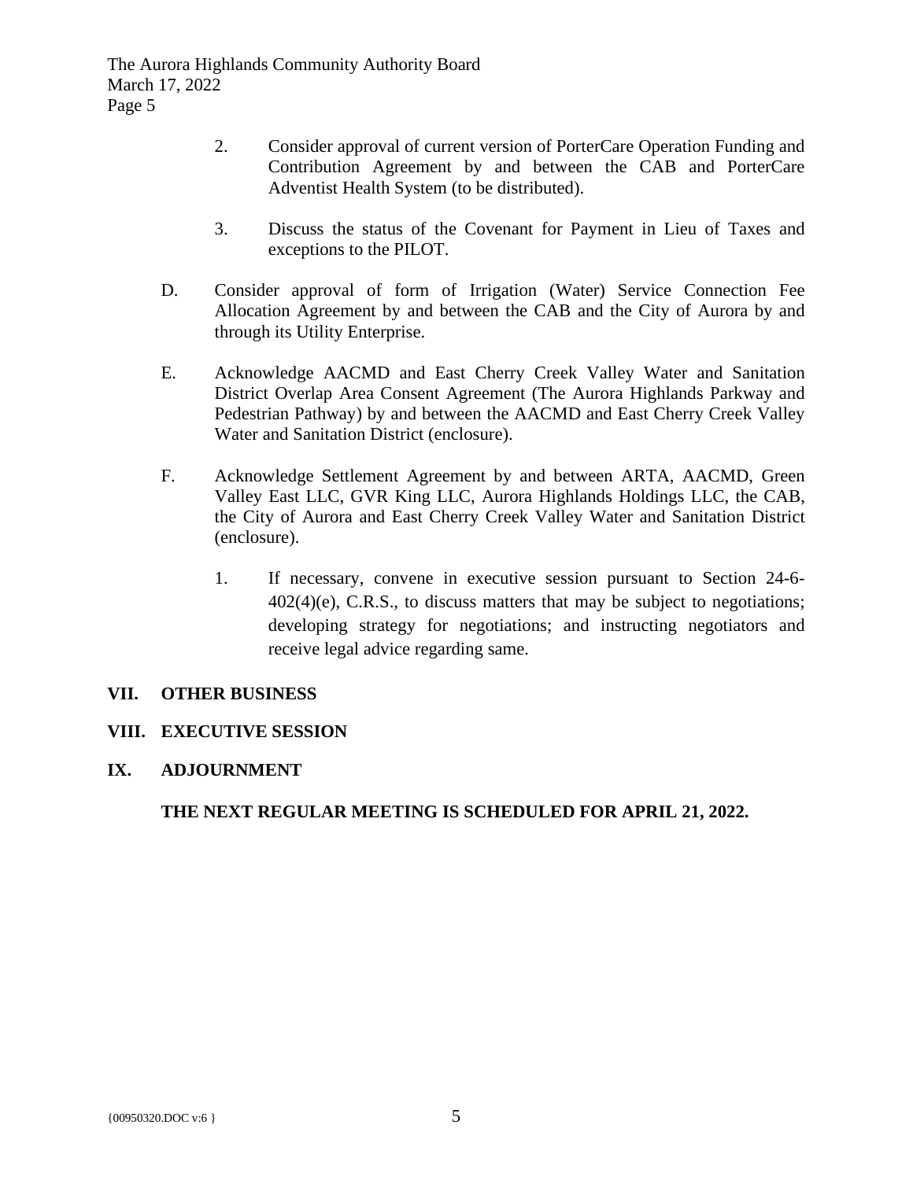2. Consider approval of current version of PorterCare Operation Funding and Contribution Agreement by and between the CAB and PorterCare Adventist Health System (to be distributed).

3. Discuss the status of the Covenant for Payment in Lieu of Taxes and exceptions to the PILOT.

D. Consider approval of form of Irrigation (Water) Service Connection Fee Allocation Agreement by and between the CAB and the City of Aurora by and through its Utility Enterprise.

E. Acknowledge AACMD and East Cherry Creek Valley Water and Sanitation District Overlap Area Consent Agreement (The Aurora Highlands Parkway and Pedestrian Pathway) by and between the AACMD and East Cherry Creek Valley Water and Sanitation District (enclosure).

F. Acknowledge Settlement Agreement by and between ARTA, AACMD, Green Valley East LLC, GVR King LLC, Aurora Highlands Holdings LLC, the CAB, the City of Aurora and East Cherry Creek Valley Water and Sanitation District (enclosure).

1. If necessary, convene in executive session pursuant to Section 24-6-402(4)(e), C.R.S., to discuss matters that may be subject to negotiations; developing strategy for negotiations; and instructing negotiators and receive legal advice regarding same.

**VII. OTHER BUSINESS**

**VIII. EXECUTIVE SESSION**

**IX. ADJOURNMENT**

**THE NEXT REGULAR MEETING IS SCHEDULED FOR APRIL 21, 2022.**